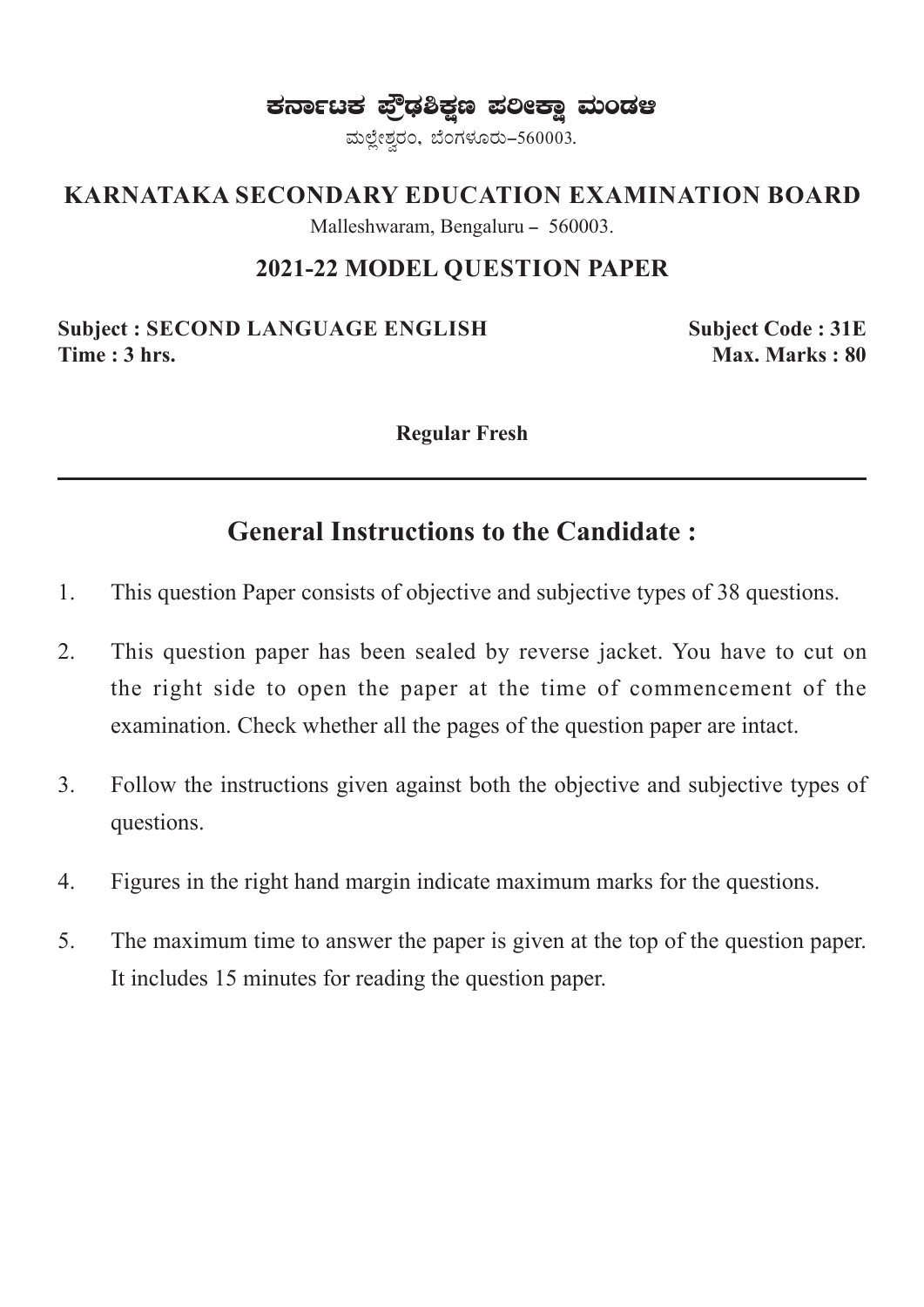# ಕರ್ನಾಟಕ ಪ್ರೌಢಶಿಕ್ಷಣ ಪರೀಕ್ಷಾ ಮಂಡಳಿ

ಮಲ್ಲೇಶ್ವರಂ, ಬೆಂಗಳೂರು–560003.

## KARNATAKA SECONDARY EDUCATION EXAMINATION BOARD

Malleshwaram, Bengaluru – 560003.

### 2021-22 MODEL QUESTION PAPER

**Subject : SECOND LANGUAGE ENGLISH** **Subject Code : 31E**

**Time : 3 hrs.** **Max. Marks : 80**

**Regular Fresh**

---

## General Instructions to the Candidate :

1. This question Paper consists of objective and subjective types of 38 questions.
2. This question paper has been sealed by reverse jacket. You have to cut on the right side to open the paper at the time of commencement of the examination. Check whether all the pages of the question paper are intact.
3. Follow the instructions given against both the objective and subjective types of questions.
4. Figures in the right hand margin indicate maximum marks for the questions.
5. The maximum time to answer the paper is given at the top of the question paper. It includes 15 minutes for reading the question paper.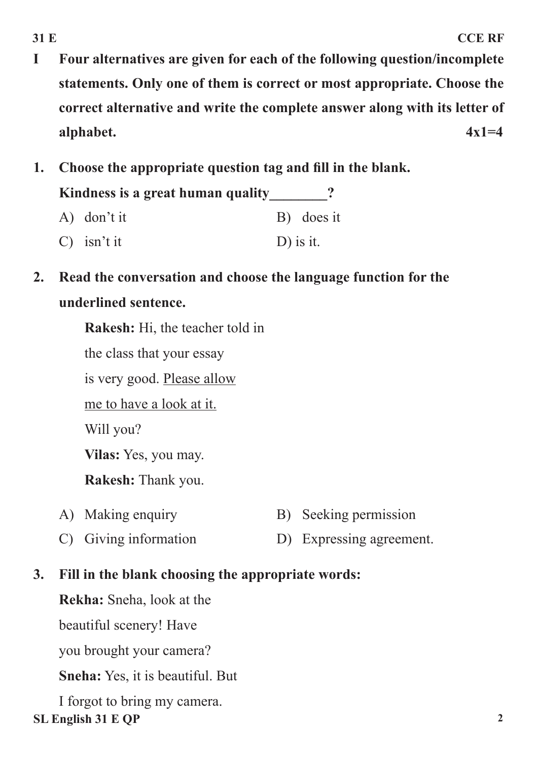**I Four alternatives are given for each of the following question/incomplete statements. Only one of them is correct or most appropriate. Choose the correct alternative and write the complete answer along with its letter of alphabet.** **4x1=4**

**1. Choose the appropriate question tag and fill in the blank.**

**Kindness is a great human quality________?**

A) don't it B) does it

C) isn't it D) is it.

**2. Read the conversation and choose the language function for the underlined sentence.**

**Rakesh:** Hi, the teacher told in the class that your essay is very good. <u>Please allow me to have a look at it.</u> Will you?

**Vilas:** Yes, you may.

**Rakesh:** Thank you.

A) Making enquiry B) Seeking permission

C) Giving information D) Expressing agreement.

**3. Fill in the blank choosing the appropriate words:**

**Rekha:** Sneha, look at the beautiful scenery! Have you brought your camera?

**Sneha:** Yes, it is beautiful. But I forgot to bring my camera.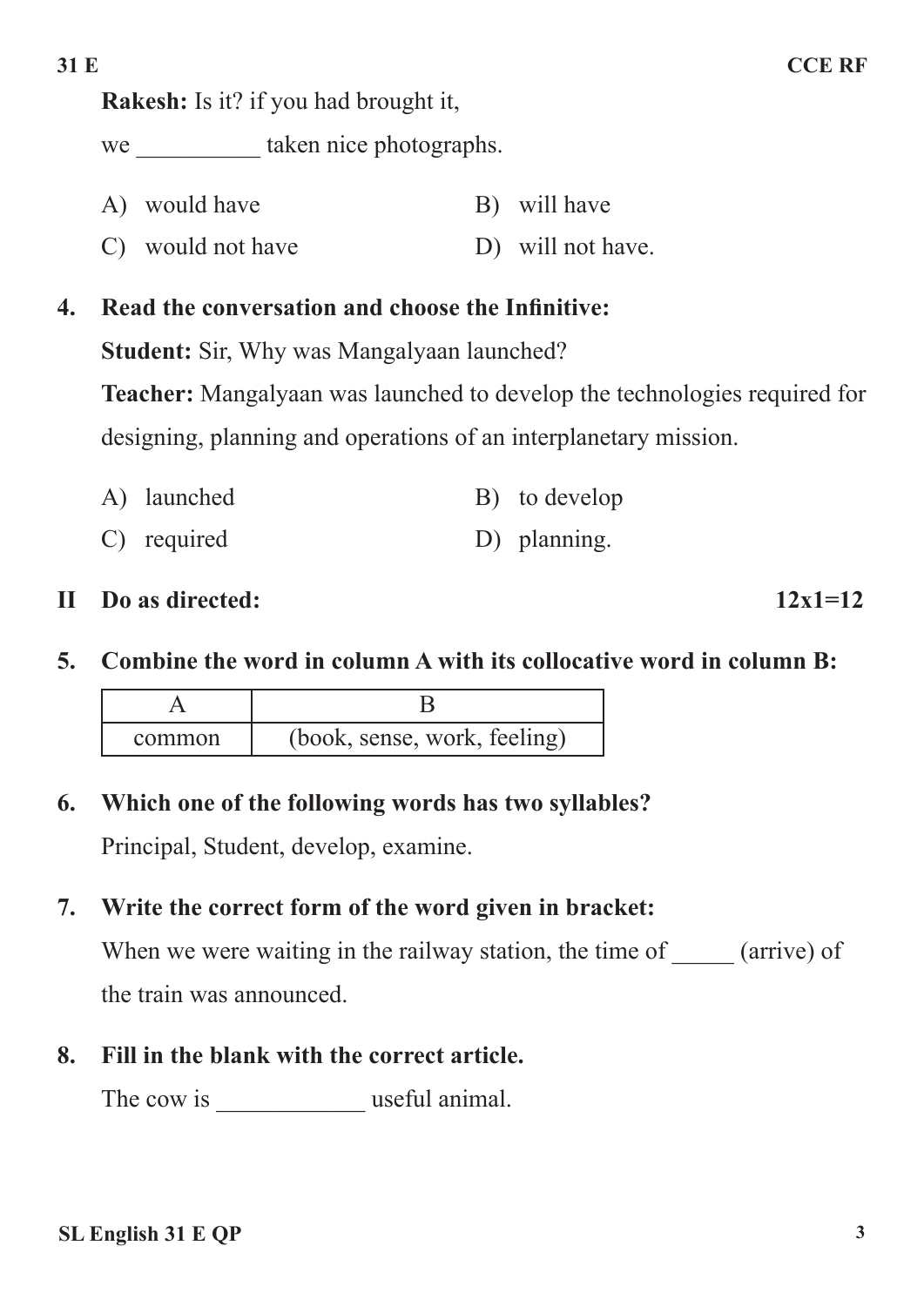**Rakesh:** Is it? if you had brought it,

we __________ taken nice photographs.

A) would have          B) will have

C) would not have          D) will not have.

**4. Read the conversation and choose the Infinitive:**

**Student:** Sir, Why was Mangalyaan launched?

**Teacher:** Mangalyaan was launched to develop the technologies required for designing, planning and operations of an interplanetary mission.

A) launched          B) to develop

C) required          D) planning.

**II Do as directed: 12x1=12**

**5. Combine the word in column A with its collocative word in column B:**

| A | B |
|---|---|
| common | (book, sense, work, feeling) |

**6. Which one of the following words has two syllables?**

Principal, Student, develop, examine.

**7. Write the correct form of the word given in bracket:**

When we were waiting in the railway station, the time of _____ (arrive) of the train was announced.

**8. Fill in the blank with the correct article.**

The cow is ____________ useful animal.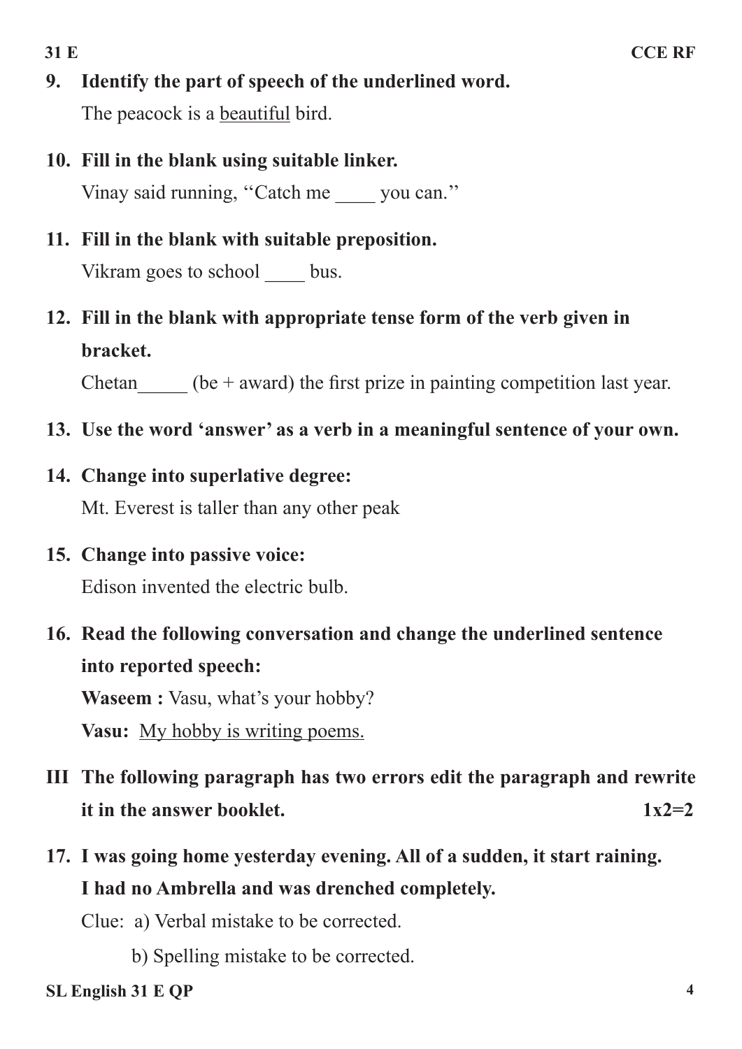**9. Identify the part of speech of the underlined word.**

The peacock is a <u>beautiful</u> bird.

**10. Fill in the blank using suitable linker.**

Vinay said running, ''Catch me ____ you can.''

**11. Fill in the blank with suitable preposition.**

Vikram goes to school ____ bus.

**12. Fill in the blank with appropriate tense form of the verb given in bracket.**

Chetan_____ (be + award) the first prize in painting competition last year.

**13. Use the word 'answer' as a verb in a meaningful sentence of your own.**

**14. Change into superlative degree:**

Mt. Everest is taller than any other peak

**15. Change into passive voice:**

Edison invented the electric bulb.

**16. Read the following conversation and change the underlined sentence into reported speech:**

**Waseem :** Vasu, what's your hobby?

**Vasu:** <u>My hobby is writing poems.</u>

**III The following paragraph has two errors edit the paragraph and rewrite it in the answer booklet. 1x2=2**

**17. I was going home yesterday evening. All of a sudden, it start raining. I had no Ambrella and was drenched completely.**

Clue: a) Verbal mistake to be corrected.

b) Spelling mistake to be corrected.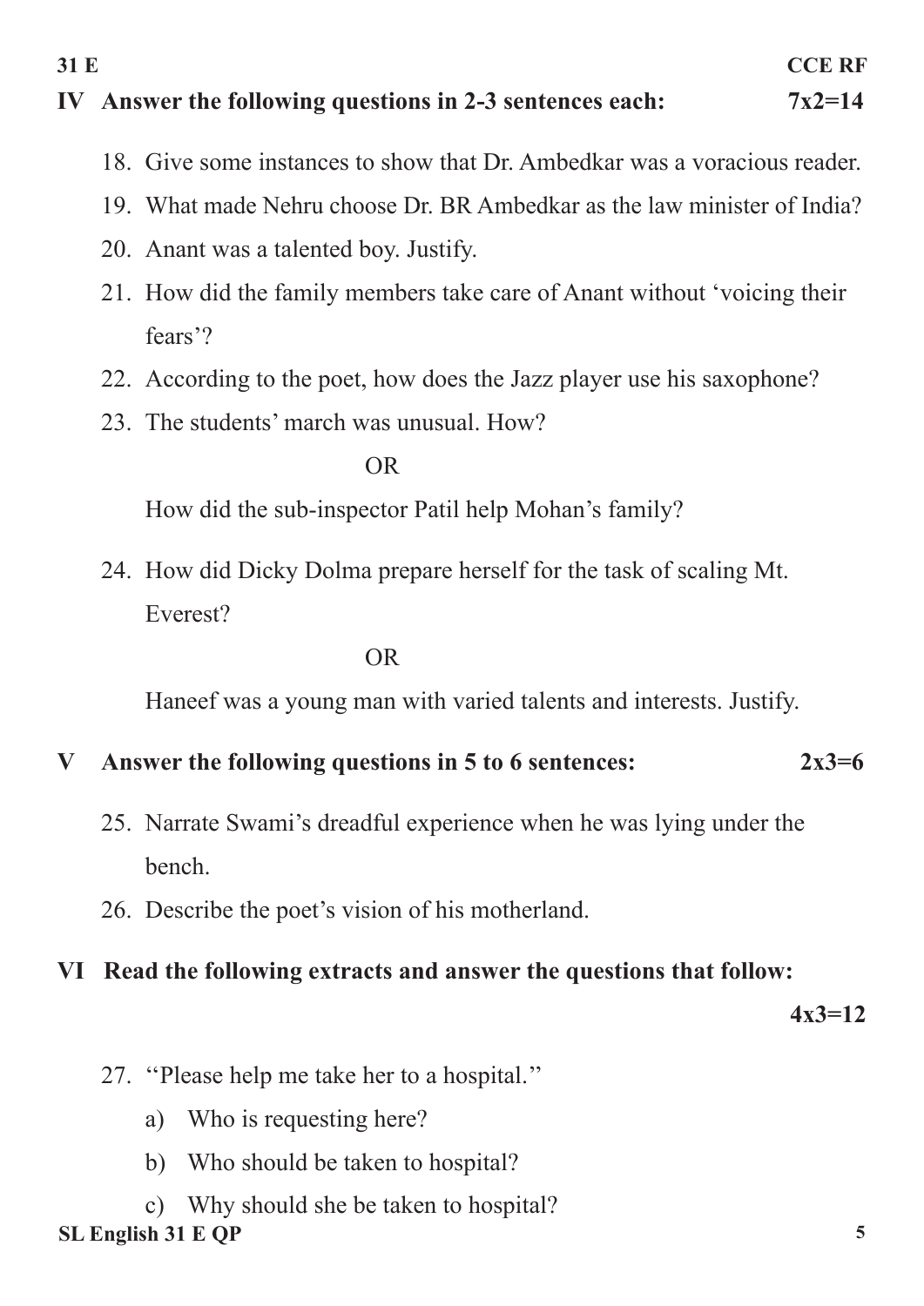## IV Answer the following questions in 2-3 sentences each: 7x2=14

18. Give some instances to show that Dr. Ambedkar was a voracious reader.
19. What made Nehru choose Dr. BR Ambedkar as the law minister of India?
20. Anant was a talented boy. Justify.
21. How did the family members take care of Anant without 'voicing their fears'?
22. According to the poet, how does the Jazz player use his saxophone?
23. The students' march was unusual. How?

    OR

    How did the sub-inspector Patil help Mohan's family?

24. How did Dicky Dolma prepare herself for the task of scaling Mt. Everest?

    OR

    Haneef was a young man with varied talents and interests. Justify.

## V Answer the following questions in 5 to 6 sentences: 2x3=6

25. Narrate Swami's dreadful experience when he was lying under the bench.
26. Describe the poet's vision of his motherland.

## VI Read the following extracts and answer the questions that follow: 4x3=12

27. "Please help me take her to a hospital."
    a) Who is requesting here?
    b) Who should be taken to hospital?
    c) Why should she be taken to hospital?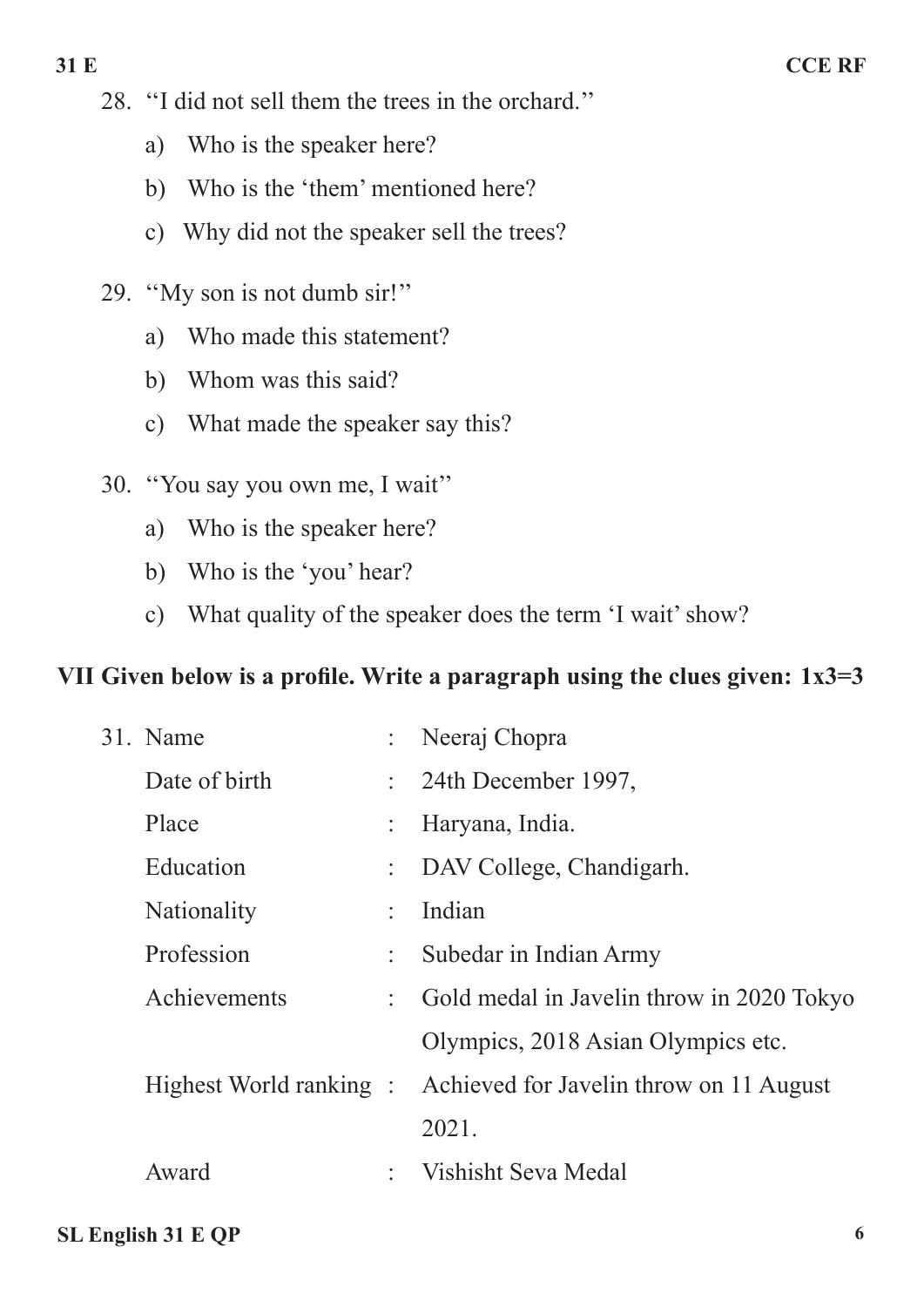28. "I did not sell them the trees in the orchard."

    a) Who is the speaker here?

    b) Who is the 'them' mentioned here?

    c) Why did not the speaker sell the trees?

29. "My son is not dumb sir!"

    a) Who made this statement?

    b) Whom was this said?

    c) What made the speaker say this?

30. "You say you own me, I wait"

    a) Who is the speaker here?

    b) Who is the 'you' hear?

    c) What quality of the speaker does the term 'I wait' show?

## VII Given below is a profile. Write a paragraph using the clues given: 1x3=3

31.

| | | |
|---|---|---|
| Name | : | Neeraj Chopra |
| Date of birth | : | 24th December 1997, |
| Place | : | Haryana, India. |
| Education | : | DAV College, Chandigarh. |
| Nationality | : | Indian |
| Profession | : | Subedar in Indian Army |
| Achievements | : | Gold medal in Javelin throw in 2020 Tokyo Olympics, 2018 Asian Olympics etc. |
| Highest World ranking | : | Achieved for Javelin throw on 11 August 2021. |
| Award | : | Vishisht Seva Medal |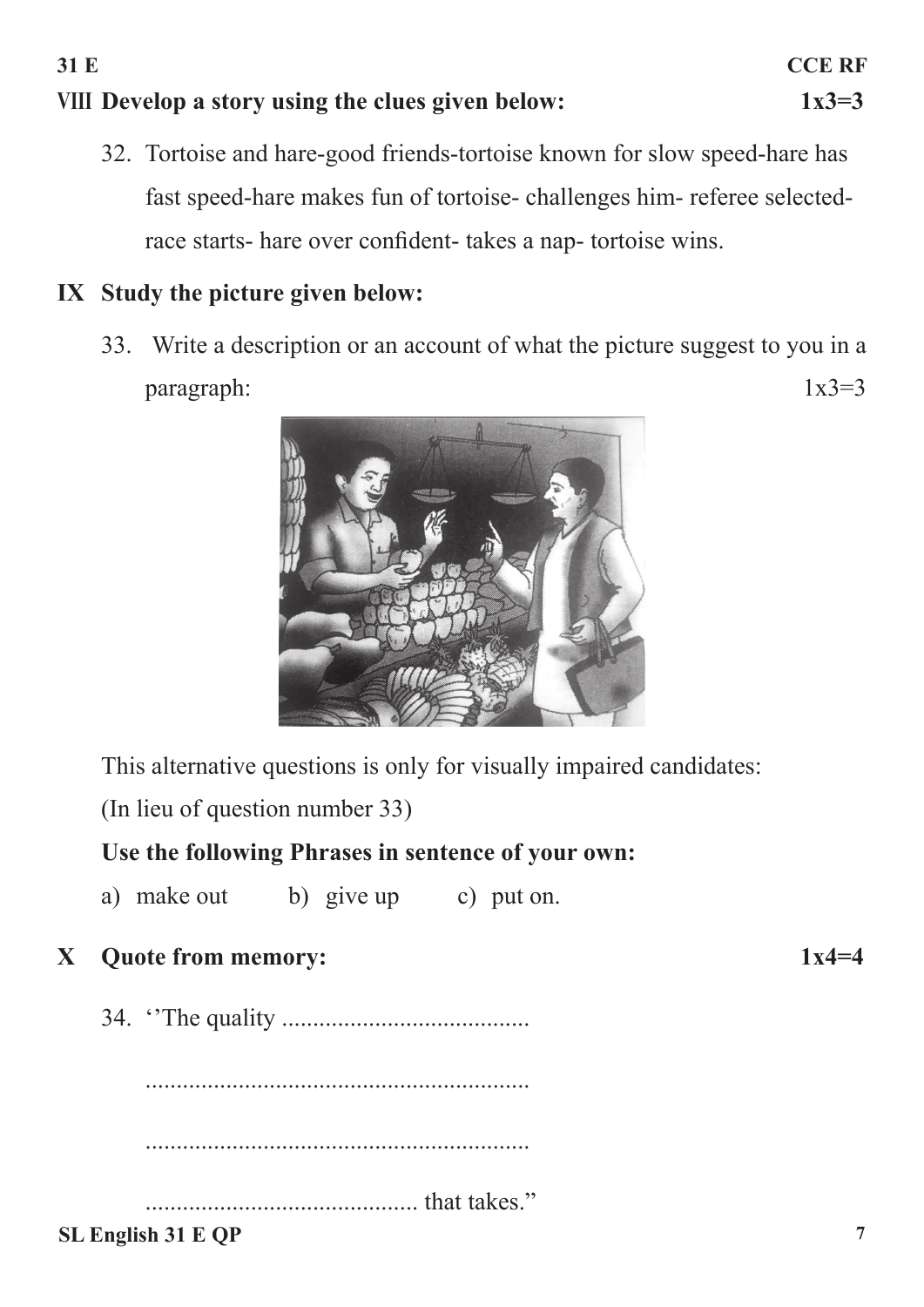**VIII Develop a story using the clues given below:** **1x3=3**

32. Tortoise and hare-good friends-tortoise known for slow speed-hare has fast speed-hare makes fun of tortoise- challenges him- referee selected-race starts- hare over confident- takes a nap- tortoise wins.

**IX Study the picture given below:**

33. Write a description or an account of what the picture suggest to you in a paragraph: 1x3=3

This alternative questions is only for visually impaired candidates:

(In lieu of question number 33)

**Use the following Phrases in sentence of your own:**

a) make out b) give up c) put on.

**X Quote from memory:** **1x4=4**

34. ''The quality ........................................

...............................................................

...............................................................

............................................. that takes."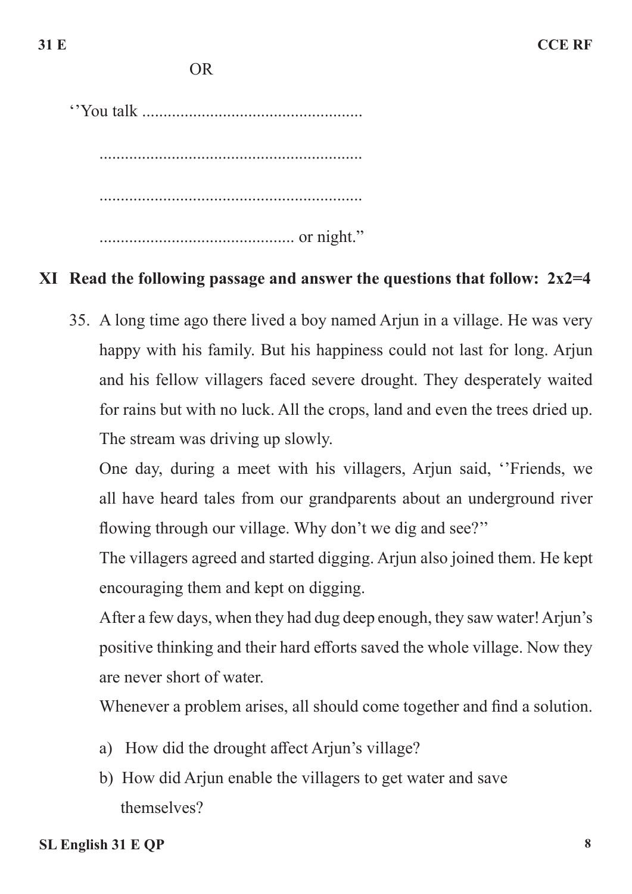OR

''You talk ....................................................

..............................................................

..............................................................

.............................................. or night.''

**XI Read the following passage and answer the questions that follow: 2x2=4**

35. A long time ago there lived a boy named Arjun in a village. He was very happy with his family. But his happiness could not last for long. Arjun and his fellow villagers faced severe drought. They desperately waited for rains but with no luck. All the crops, land and even the trees dried up. The stream was driving up slowly.

    One day, during a meet with his villagers, Arjun said, ''Friends, we all have heard tales from our grandparents about an underground river flowing through our village. Why don't we dig and see?''

    The villagers agreed and started digging. Arjun also joined them. He kept encouraging them and kept on digging.

    After a few days, when they had dug deep enough, they saw water! Arjun's positive thinking and their hard efforts saved the whole village. Now they are never short of water.

    Whenever a problem arises, all should come together and find a solution.

    a) How did the drought affect Arjun's village?

    b) How did Arjun enable the villagers to get water and save themselves?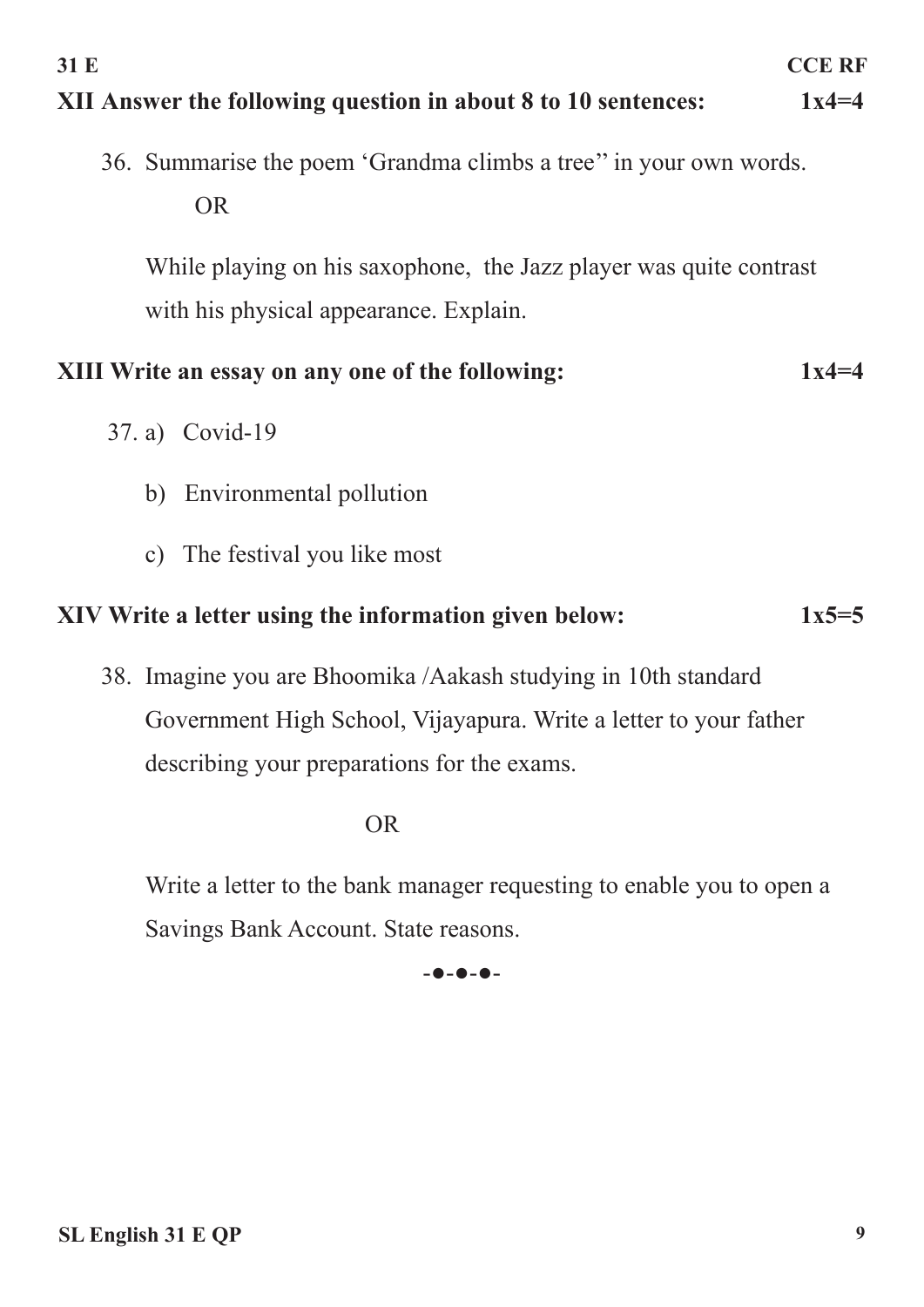**XII Answer the following question in about 8 to 10 sentences: 1x4=4**

36. Summarise the poem 'Grandma climbs a tree'' in your own words.

    OR

    While playing on his saxophone, the Jazz player was quite contrast with his physical appearance. Explain.

**XIII Write an essay on any one of the following: 1x4=4**

37. a) Covid-19

    b) Environmental pollution

    c) The festival you like most

**XIV Write a letter using the information given below: 1x5=5**

38. Imagine you are Bhoomika /Aakash studying in 10th standard Government High School, Vijayapura. Write a letter to your father describing your preparations for the exams.

    OR

    Write a letter to the bank manager requesting to enable you to open a Savings Bank Account. State reasons.

-●-●-●-